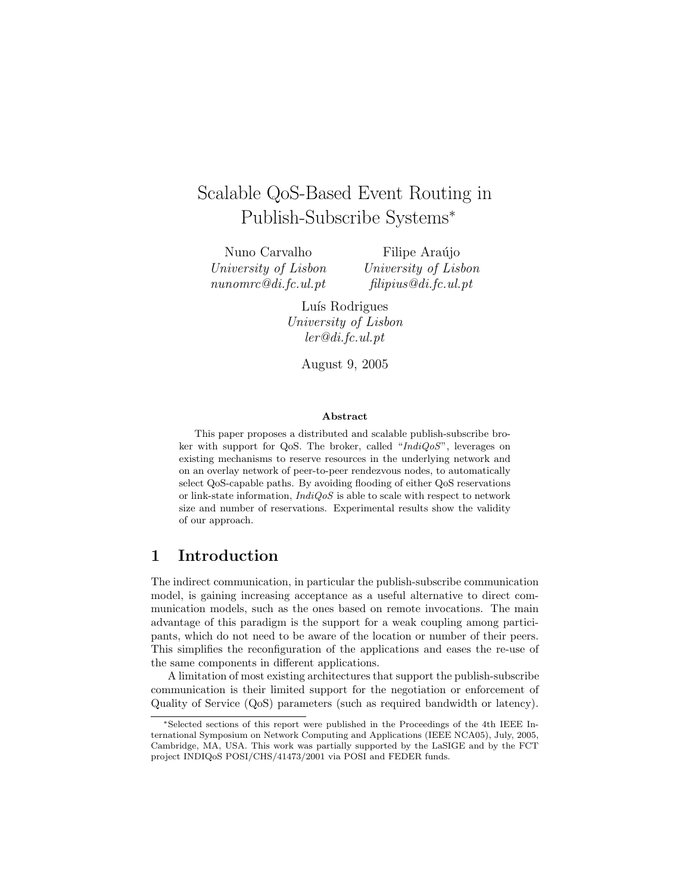# Scalable QoS-Based Event Routing in Publish-Subscribe Systems*

Nuno Carvalho
*University of Lisbon*
*nunomrc@di.fc.ul.pt*

Filipe Araújo
*University of Lisbon*
*filipius@di.fc.ul.pt*

Luís Rodrigues
*University of Lisbon*
*ler@di.fc.ul.pt*

August 9, 2005

**Abstract**

This paper proposes a distributed and scalable publish-subscribe broker with support for QoS. The broker, called "*IndiQoS*", leverages on existing mechanisms to reserve resources in the underlying network and on an overlay network of peer-to-peer rendezvous nodes, to automatically select QoS-capable paths. By avoiding flooding of either QoS reservations or link-state information, *IndiQoS* is able to scale with respect to network size and number of reservations. Experimental results show the validity of our approach.

## 1 Introduction

The indirect communication, in particular the publish-subscribe communication model, is gaining increasing acceptance as a useful alternative to direct communication models, such as the ones based on remote invocations. The main advantage of this paradigm is the support for a weak coupling among participants, which do not need to be aware of the location or number of their peers. This simplifies the reconfiguration of the applications and eases the re-use of the same components in different applications.

A limitation of most existing architectures that support the publish-subscribe communication is their limited support for the negotiation or enforcement of Quality of Service (QoS) parameters (such as required bandwidth or latency).

*Selected sections of this report were published in the Proceedings of the 4th IEEE International Symposium on Network Computing and Applications (IEEE NCA05), July, 2005, Cambridge, MA, USA. This work was partially supported by the LaSIGE and by the FCT project INDIQoS POSI/CHS/41473/2001 via POSI and FEDER funds.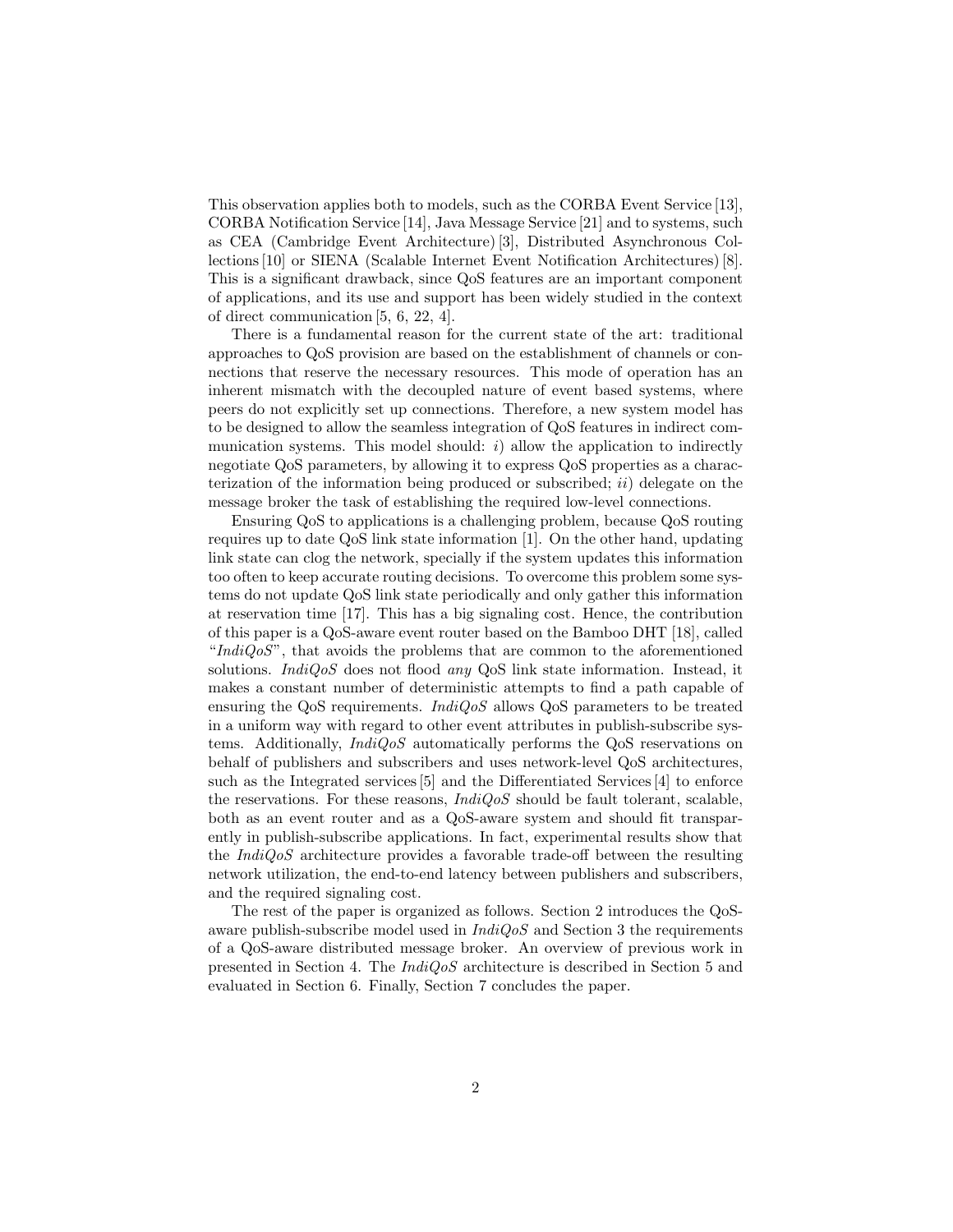This observation applies both to models, such as the CORBA Event Service [13], CORBA Notification Service [14], Java Message Service [21] and to systems, such as CEA (Cambridge Event Architecture) [3], Distributed Asynchronous Collections [10] or SIENA (Scalable Internet Event Notification Architectures) [8]. This is a significant drawback, since QoS features are an important component of applications, and its use and support has been widely studied in the context of direct communication [5, 6, 22, 4].

There is a fundamental reason for the current state of the art: traditional approaches to QoS provision are based on the establishment of channels or connections that reserve the necessary resources. This mode of operation has an inherent mismatch with the decoupled nature of event based systems, where peers do not explicitly set up connections. Therefore, a new system model has to be designed to allow the seamless integration of QoS features in indirect communication systems. This model should: *i*) allow the application to indirectly negotiate QoS parameters, by allowing it to express QoS properties as a characterization of the information being produced or subscribed; *ii*) delegate on the message broker the task of establishing the required low-level connections.

Ensuring QoS to applications is a challenging problem, because QoS routing requires up to date QoS link state information [1]. On the other hand, updating link state can clog the network, specially if the system updates this information too often to keep accurate routing decisions. To overcome this problem some systems do not update QoS link state periodically and only gather this information at reservation time [17]. This has a big signaling cost. Hence, the contribution of this paper is a QoS-aware event router based on the Bamboo DHT [18], called "*IndiQoS*", that avoids the problems that are common to the aforementioned solutions. *IndiQoS* does not flood *any* QoS link state information. Instead, it makes a constant number of deterministic attempts to find a path capable of ensuring the QoS requirements. *IndiQoS* allows QoS parameters to be treated in a uniform way with regard to other event attributes in publish-subscribe systems. Additionally, *IndiQoS* automatically performs the QoS reservations on behalf of publishers and subscribers and uses network-level QoS architectures, such as the Integrated services [5] and the Differentiated Services [4] to enforce the reservations. For these reasons, *IndiQoS* should be fault tolerant, scalable, both as an event router and as a QoS-aware system and should fit transparently in publish-subscribe applications. In fact, experimental results show that the *IndiQoS* architecture provides a favorable trade-off between the resulting network utilization, the end-to-end latency between publishers and subscribers, and the required signaling cost.

The rest of the paper is organized as follows. Section 2 introduces the QoS-aware publish-subscribe model used in *IndiQoS* and Section 3 the requirements of a QoS-aware distributed message broker. An overview of previous work in presented in Section 4. The *IndiQoS* architecture is described in Section 5 and evaluated in Section 6. Finally, Section 7 concludes the paper.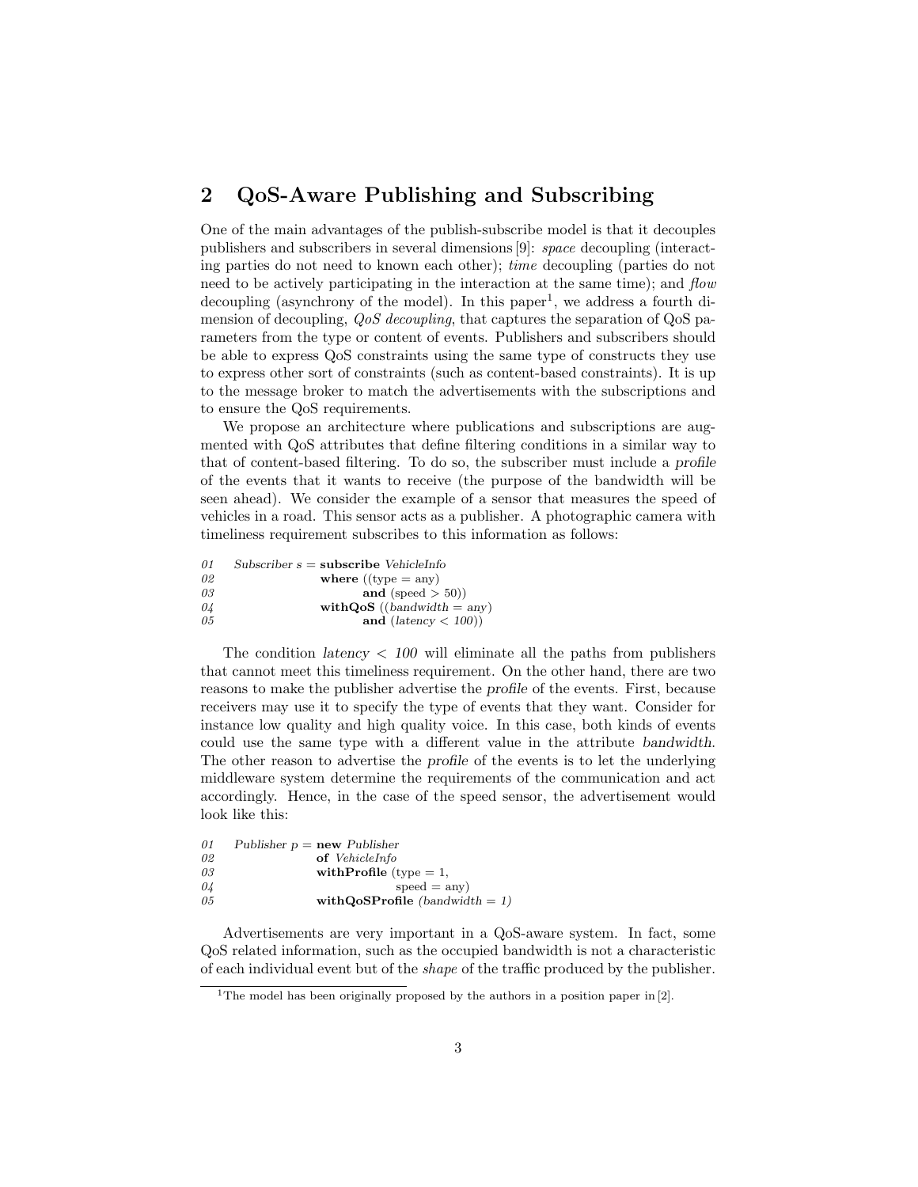## 2 QoS-Aware Publishing and Subscribing

One of the main advantages of the publish-subscribe model is that it decouples publishers and subscribers in several dimensions [9]: *space* decoupling (interacting parties do not need to known each other); *time* decoupling (parties do not need to be actively participating in the interaction at the same time); and *flow* decoupling (asynchrony of the model). In this paper[1], we address a fourth dimension of decoupling, *QoS decoupling*, that captures the separation of QoS parameters from the type or content of events. Publishers and subscribers should be able to express QoS constraints using the same type of constructs they use to express other sort of constraints (such as content-based constraints). It is up to the message broker to match the advertisements with the subscriptions and to ensure the QoS requirements.

We propose an architecture where publications and subscriptions are augmented with QoS attributes that define filtering conditions in a similar way to that of content-based filtering. To do so, the subscriber must include a *profile* of the events that it wants to receive (the purpose of the bandwidth will be seen ahead). We consider the example of a sensor that measures the speed of vehicles in a road. This sensor acts as a publisher. A photographic camera with timeliness requirement subscribes to this information as follows:

```
01    Subscriber s = subscribe VehicleInfo
02                   where ((type = any)
03                          and (speed > 50))
04                   withQoS ((bandwidth = any)
05                          and (latency < 100))
```

The condition *latency < 100* will eliminate all the paths from publishers that cannot meet this timeliness requirement. On the other hand, there are two reasons to make the publisher advertise the *profile* of the events. First, because receivers may use it to specify the type of events that they want. Consider for instance low quality and high quality voice. In this case, both kinds of events could use the same type with a different value in the attribute *bandwidth*. The other reason to advertise the *profile* of the events is to let the underlying middleware system determine the requirements of the communication and act accordingly. Hence, in the case of the speed sensor, the advertisement would look like this:

```
01    Publisher p = new Publisher
02                  of VehicleInfo
03                  withProfile (type = 1,
04                               speed = any)
05                  withQoSProfile (bandwidth = 1)
```

Advertisements are very important in a QoS-aware system. In fact, some QoS related information, such as the occupied bandwidth is not a characteristic of each individual event but of the *shape* of the traffic produced by the publisher.

[1] The model has been originally proposed by the authors in a position paper in [2].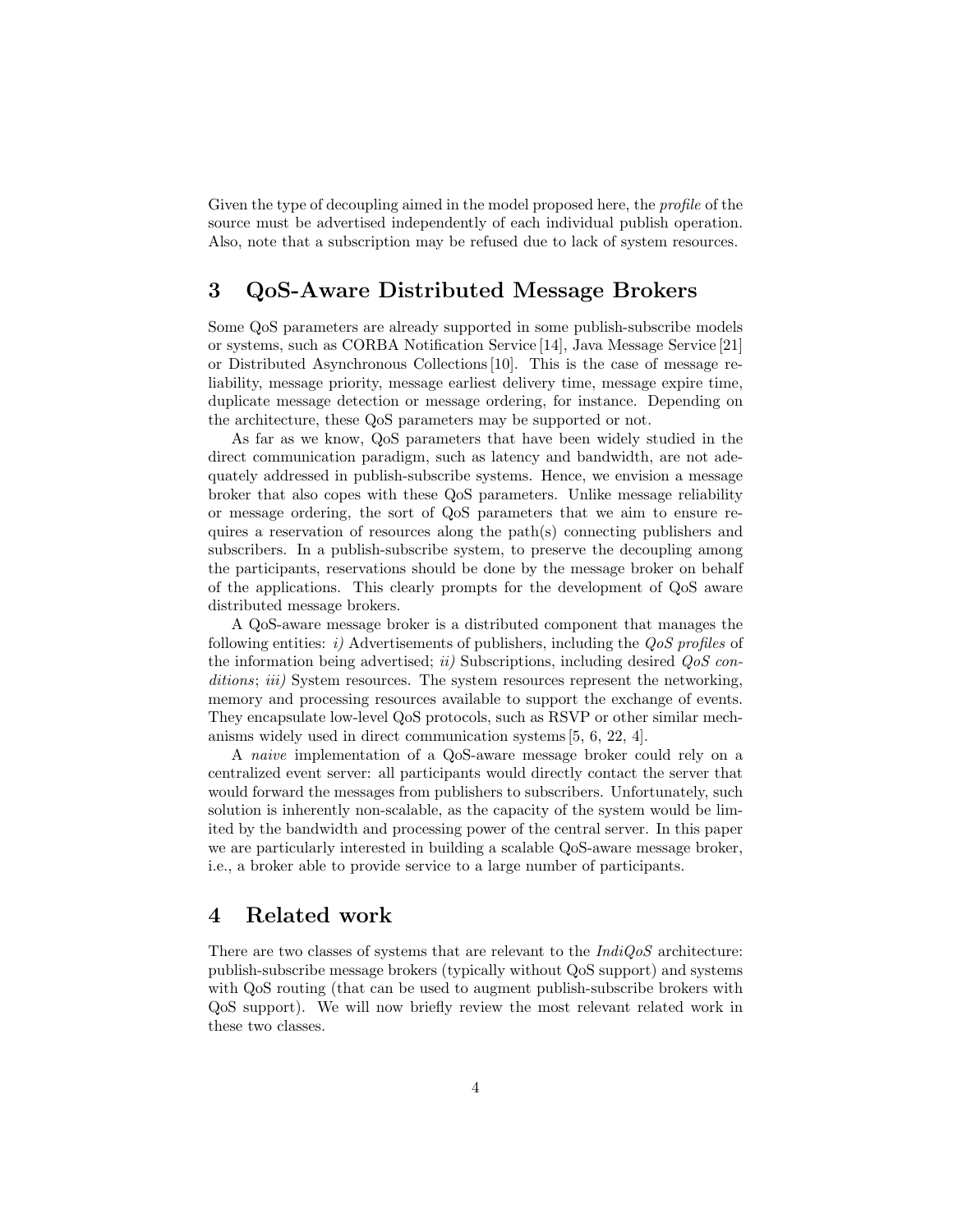Given the type of decoupling aimed in the model proposed here, the *profile* of the source must be advertised independently of each individual publish operation. Also, note that a subscription may be refused due to lack of system resources.

## 3 QoS-Aware Distributed Message Brokers

Some QoS parameters are already supported in some publish-subscribe models or systems, such as CORBA Notification Service [14], Java Message Service [21] or Distributed Asynchronous Collections [10]. This is the case of message reliability, message priority, message earliest delivery time, message expire time, duplicate message detection or message ordering, for instance. Depending on the architecture, these QoS parameters may be supported or not.

As far as we know, QoS parameters that have been widely studied in the direct communication paradigm, such as latency and bandwidth, are not adequately addressed in publish-subscribe systems. Hence, we envision a message broker that also copes with these QoS parameters. Unlike message reliability or message ordering, the sort of QoS parameters that we aim to ensure requires a reservation of resources along the path(s) connecting publishers and subscribers. In a publish-subscribe system, to preserve the decoupling among the participants, reservations should be done by the message broker on behalf of the applications. This clearly prompts for the development of QoS aware distributed message brokers.

A QoS-aware message broker is a distributed component that manages the following entities: *i)* Advertisements of publishers, including the *QoS profiles* of the information being advertised; *ii)* Subscriptions, including desired *QoS conditions*; *iii)* System resources. The system resources represent the networking, memory and processing resources available to support the exchange of events. They encapsulate low-level QoS protocols, such as RSVP or other similar mechanisms widely used in direct communication systems [5, 6, 22, 4].

A *naive* implementation of a QoS-aware message broker could rely on a centralized event server: all participants would directly contact the server that would forward the messages from publishers to subscribers. Unfortunately, such solution is inherently non-scalable, as the capacity of the system would be limited by the bandwidth and processing power of the central server. In this paper we are particularly interested in building a scalable QoS-aware message broker, i.e., a broker able to provide service to a large number of participants.

## 4 Related work

There are two classes of systems that are relevant to the *IndiQoS* architecture: publish-subscribe message brokers (typically without QoS support) and systems with QoS routing (that can be used to augment publish-subscribe brokers with QoS support). We will now briefly review the most relevant related work in these two classes.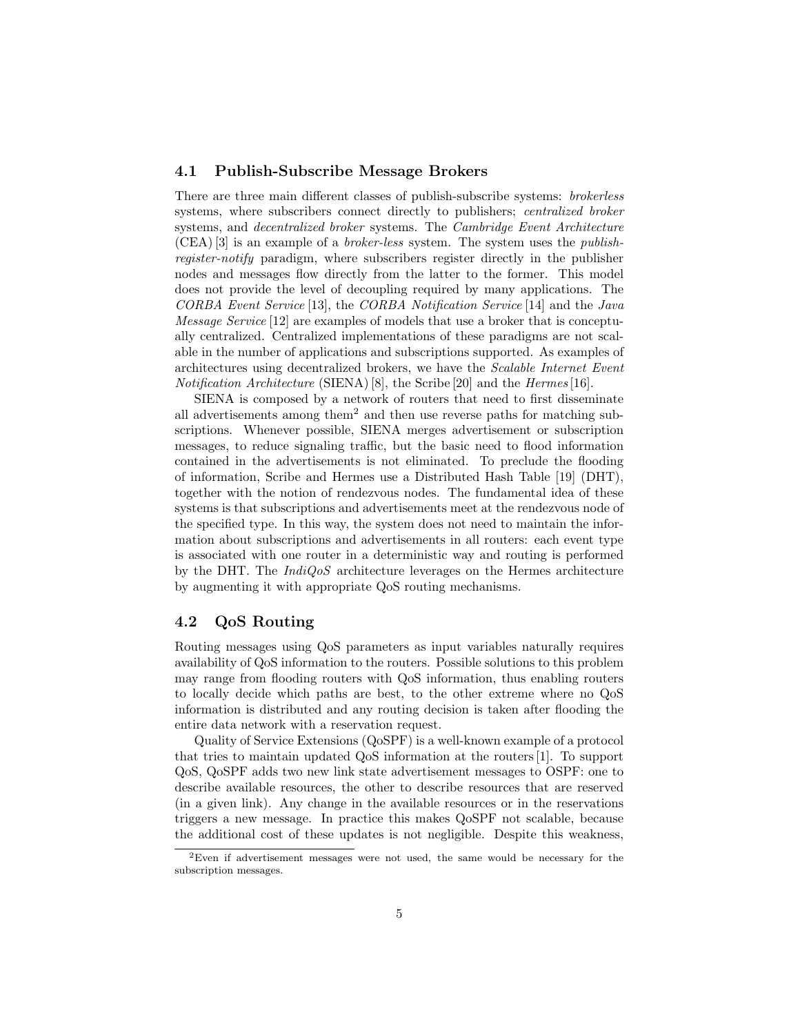### 4.1 Publish-Subscribe Message Brokers

There are three main different classes of publish-subscribe systems: *brokerless* systems, where subscribers connect directly to publishers; *centralized broker* systems, and *decentralized broker* systems. The *Cambridge Event Architecture* (CEA) [3] is an example of a *broker-less* system. The system uses the *publish-register-notify* paradigm, where subscribers register directly in the publisher nodes and messages flow directly from the latter to the former. This model does not provide the level of decoupling required by many applications. The *CORBA Event Service* [13], the *CORBA Notification Service* [14] and the *Java Message Service* [12] are examples of models that use a broker that is conceptually centralized. Centralized implementations of these paradigms are not scalable in the number of applications and subscriptions supported. As examples of architectures using decentralized brokers, we have the *Scalable Internet Event Notification Architecture* (SIENA) [8], the Scribe [20] and the *Hermes* [16].

SIENA is composed by a network of routers that need to first disseminate all advertisements among them[2] and then use reverse paths for matching subscriptions. Whenever possible, SIENA merges advertisement or subscription messages, to reduce signaling traffic, but the basic need to flood information contained in the advertisements is not eliminated. To preclude the flooding of information, Scribe and Hermes use a Distributed Hash Table [19] (DHT), together with the notion of rendezvous nodes. The fundamental idea of these systems is that subscriptions and advertisements meet at the rendezvous node of the specified type. In this way, the system does not need to maintain the information about subscriptions and advertisements in all routers: each event type is associated with one router in a deterministic way and routing is performed by the DHT. The *IndiQoS* architecture leverages on the Hermes architecture by augmenting it with appropriate QoS routing mechanisms.

### 4.2 QoS Routing

Routing messages using QoS parameters as input variables naturally requires availability of QoS information to the routers. Possible solutions to this problem may range from flooding routers with QoS information, thus enabling routers to locally decide which paths are best, to the other extreme where no QoS information is distributed and any routing decision is taken after flooding the entire data network with a reservation request.

Quality of Service Extensions (QoSPF) is a well-known example of a protocol that tries to maintain updated QoS information at the routers [1]. To support QoS, QoSPF adds two new link state advertisement messages to OSPF: one to describe available resources, the other to describe resources that are reserved (in a given link). Any change in the available resources or in the reservations triggers a new message. In practice this makes QoSPF not scalable, because the additional cost of these updates is not negligible. Despite this weakness,

[2] Even if advertisement messages were not used, the same would be necessary for the subscription messages.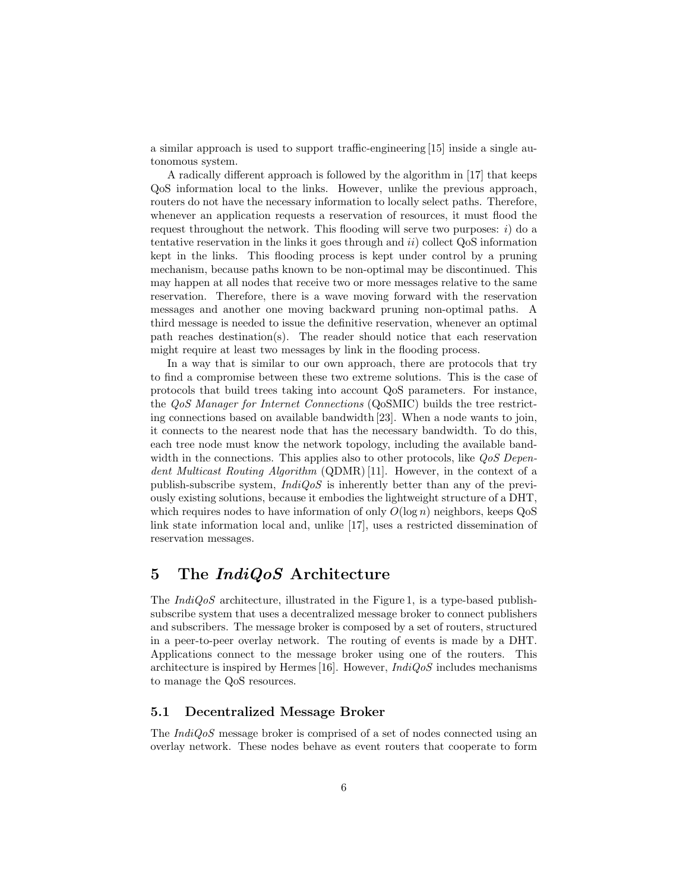a similar approach is used to support traffic-engineering [15] inside a single autonomous system.

A radically different approach is followed by the algorithm in [17] that keeps QoS information local to the links. However, unlike the previous approach, routers do not have the necessary information to locally select paths. Therefore, whenever an application requests a reservation of resources, it must flood the request throughout the network. This flooding will serve two purposes: *i*) do a tentative reservation in the links it goes through and *ii*) collect QoS information kept in the links. This flooding process is kept under control by a pruning mechanism, because paths known to be non-optimal may be discontinued. This may happen at all nodes that receive two or more messages relative to the same reservation. Therefore, there is a wave moving forward with the reservation messages and another one moving backward pruning non-optimal paths. A third message is needed to issue the definitive reservation, whenever an optimal path reaches destination(s). The reader should notice that each reservation might require at least two messages by link in the flooding process.

In a way that is similar to our own approach, there are protocols that try to find a compromise between these two extreme solutions. This is the case of protocols that build trees taking into account QoS parameters. For instance, the *QoS Manager for Internet Connections* (QoSMIC) builds the tree restricting connections based on available bandwidth [23]. When a node wants to join, it connects to the nearest node that has the necessary bandwidth. To do this, each tree node must know the network topology, including the available bandwidth in the connections. This applies also to other protocols, like *QoS Dependent Multicast Routing Algorithm* (QDMR) [11]. However, in the context of a publish-subscribe system, *IndiQoS* is inherently better than any of the previously existing solutions, because it embodies the lightweight structure of a DHT, which requires nodes to have information of only $O(\log n)$ neighbors, keeps QoS link state information local and, unlike [17], uses a restricted dissemination of reservation messages.

# 5 The *IndiQoS* Architecture

The *IndiQoS* architecture, illustrated in the Figure 1, is a type-based publish-subscribe system that uses a decentralized message broker to connect publishers and subscribers. The message broker is composed by a set of routers, structured in a peer-to-peer overlay network. The routing of events is made by a DHT. Applications connect to the message broker using one of the routers. This architecture is inspired by Hermes [16]. However, *IndiQoS* includes mechanisms to manage the QoS resources.

## 5.1 Decentralized Message Broker

The *IndiQoS* message broker is comprised of a set of nodes connected using an overlay network. These nodes behave as event routers that cooperate to form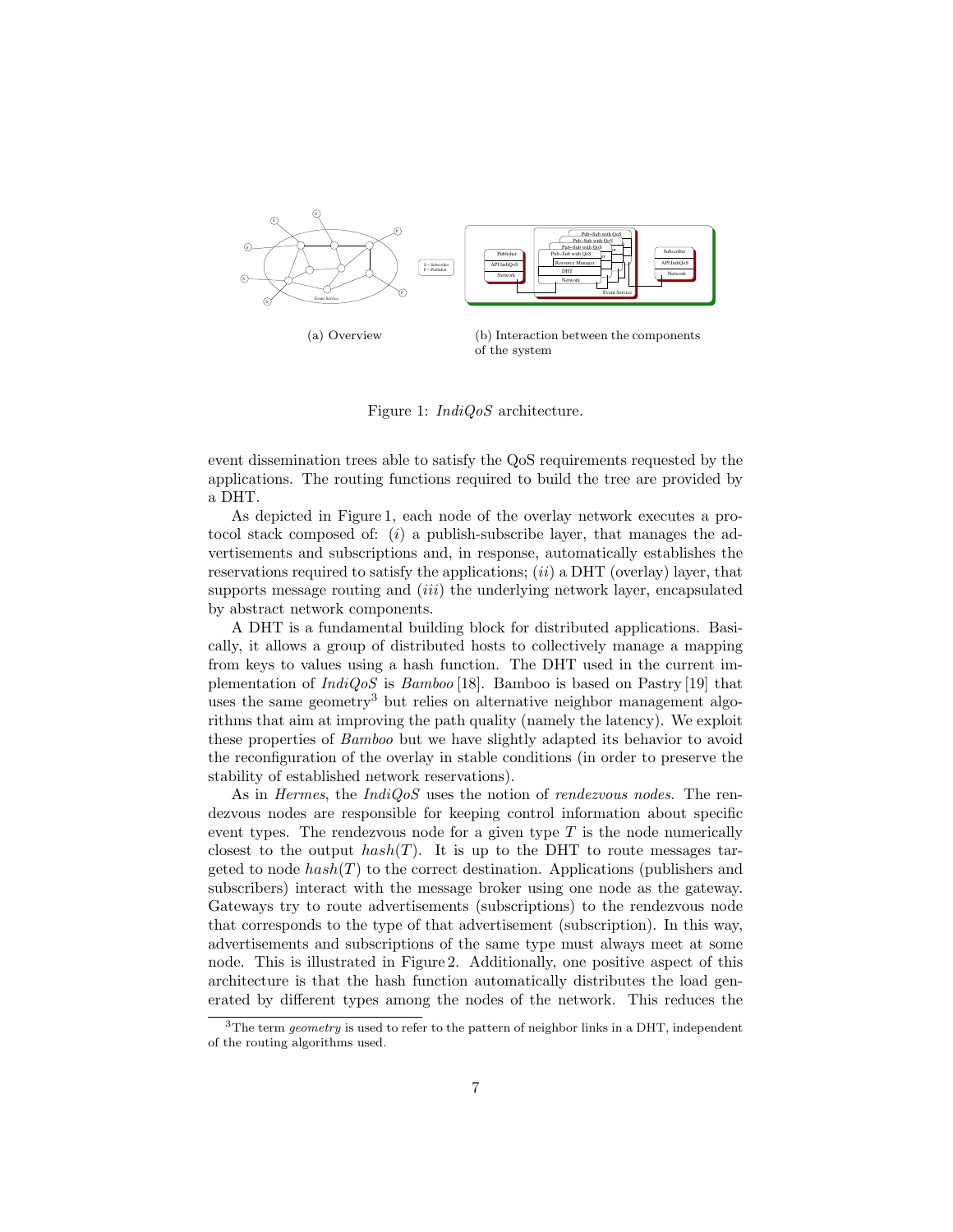(a) Overview

(b) Interaction between the components of the system

Figure 1: *IndiQoS* architecture.

event dissemination trees able to satisfy the QoS requirements requested by the applications. The routing functions required to build the tree are provided by a DHT.

As depicted in Figure 1, each node of the overlay network executes a protocol stack composed of: (*i*) a publish-subscribe layer, that manages the advertisements and subscriptions and, in response, automatically establishes the reservations required to satisfy the applications; (*ii*) a DHT (overlay) layer, that supports message routing and (*iii*) the underlying network layer, encapsulated by abstract network components.

A DHT is a fundamental building block for distributed applications. Basically, it allows a group of distributed hosts to collectively manage a mapping from keys to values using a hash function. The DHT used in the current implementation of *IndiQoS* is *Bamboo* [18]. Bamboo is based on Pastry [19] that uses the same geometry[3] but relies on alternative neighbor management algorithms that aim at improving the path quality (namely the latency). We exploit these properties of *Bamboo* but we have slightly adapted its behavior to avoid the reconfiguration of the overlay in stable conditions (in order to preserve the stability of established network reservations).

As in *Hermes*, the *IndiQoS* uses the notion of *rendezvous nodes*. The rendezvous nodes are responsible for keeping control information about specific event types. The rendezvous node for a given type $T$ is the node numerically closest to the output $hash(T)$. It is up to the DHT to route messages targeted to node $hash(T)$ to the correct destination. Applications (publishers and subscribers) interact with the message broker using one node as the gateway. Gateways try to route advertisements (subscriptions) to the rendezvous node that corresponds to the type of that advertisement (subscription). In this way, advertisements and subscriptions of the same type must always meet at some node. This is illustrated in Figure 2. Additionally, one positive aspect of this architecture is that the hash function automatically distributes the load generated by different types among the nodes of the network. This reduces the

[3] The term *geometry* is used to refer to the pattern of neighbor links in a DHT, independent of the routing algorithms used.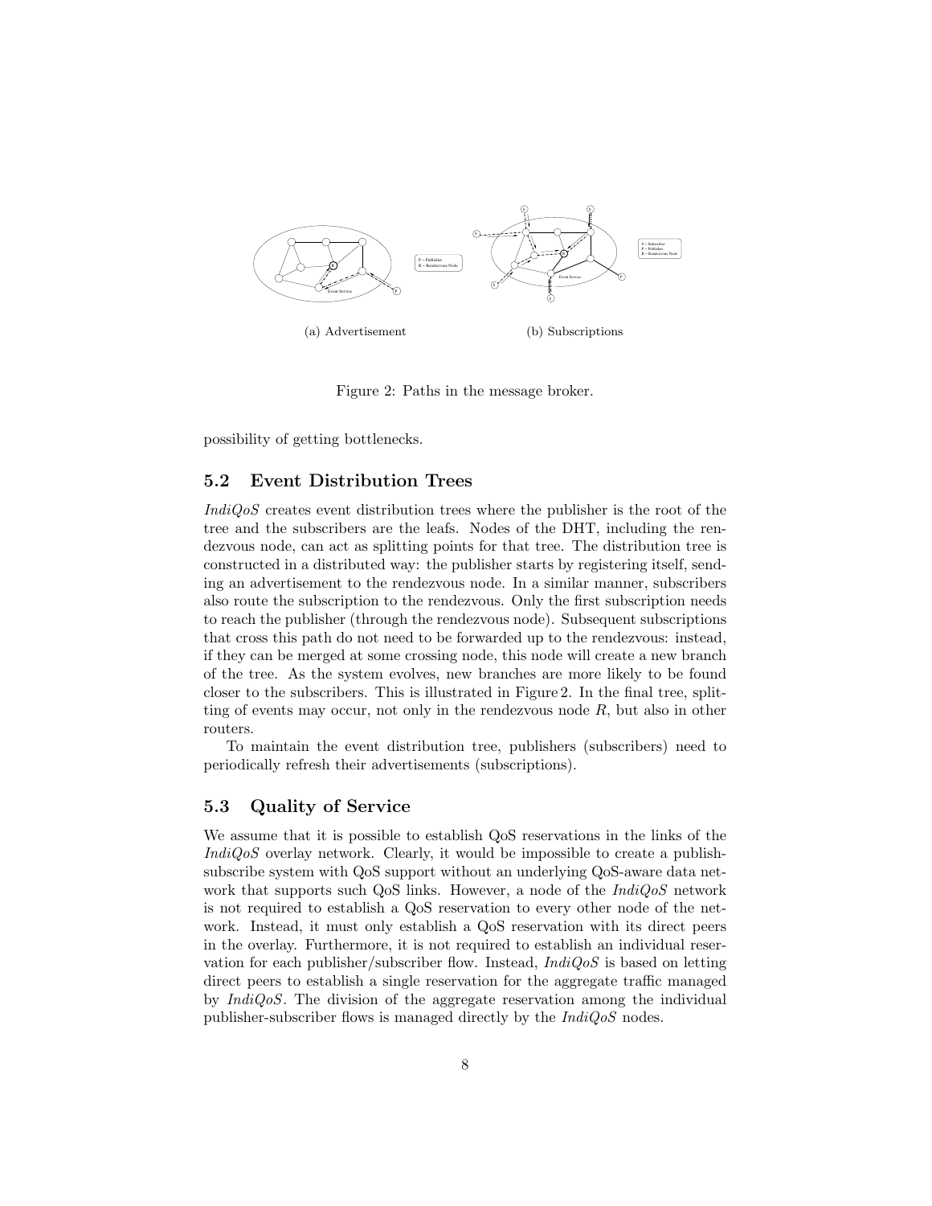(a) Advertisement (b) Subscriptions

Figure 2: Paths in the message broker.

possibility of getting bottlenecks.

### 5.2 Event Distribution Trees

*IndiQoS* creates event distribution trees where the publisher is the root of the tree and the subscribers are the leafs. Nodes of the DHT, including the rendezvous node, can act as splitting points for that tree. The distribution tree is constructed in a distributed way: the publisher starts by registering itself, sending an advertisement to the rendezvous node. In a similar manner, subscribers also route the subscription to the rendezvous. Only the first subscription needs to reach the publisher (through the rendezvous node). Subsequent subscriptions that cross this path do not need to be forwarded up to the rendezvous: instead, if they can be merged at some crossing node, this node will create a new branch of the tree. As the system evolves, new branches are more likely to be found closer to the subscribers. This is illustrated in Figure 2. In the final tree, splitting of events may occur, not only in the rendezvous node $R$, but also in other routers.

To maintain the event distribution tree, publishers (subscribers) need to periodically refresh their advertisements (subscriptions).

### 5.3 Quality of Service

We assume that it is possible to establish QoS reservations in the links of the *IndiQoS* overlay network. Clearly, it would be impossible to create a publish-subscribe system with QoS support without an underlying QoS-aware data network that supports such QoS links. However, a node of the *IndiQoS* network is not required to establish a QoS reservation to every other node of the network. Instead, it must only establish a QoS reservation with its direct peers in the overlay. Furthermore, it is not required to establish an individual reservation for each publisher/subscriber flow. Instead, *IndiQoS* is based on letting direct peers to establish a single reservation for the aggregate traffic managed by *IndiQoS*. The division of the aggregate reservation among the individual publisher-subscriber flows is managed directly by the *IndiQoS* nodes.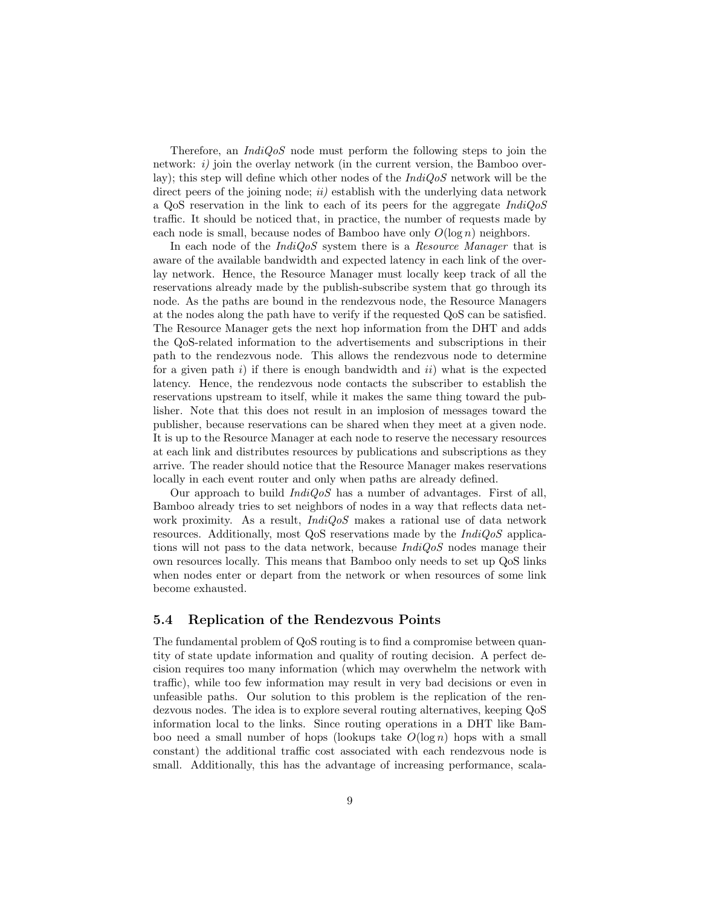Therefore, an *IndiQoS* node must perform the following steps to join the network: *i)* join the overlay network (in the current version, the Bamboo overlay); this step will define which other nodes of the *IndiQoS* network will be the direct peers of the joining node; *ii)* establish with the underlying data network a QoS reservation in the link to each of its peers for the aggregate *IndiQoS* traffic. It should be noticed that, in practice, the number of requests made by each node is small, because nodes of Bamboo have only $O(\log n)$ neighbors.

In each node of the *IndiQoS* system there is a *Resource Manager* that is aware of the available bandwidth and expected latency in each link of the overlay network. Hence, the Resource Manager must locally keep track of all the reservations already made by the publish-subscribe system that go through its node. As the paths are bound in the rendezvous node, the Resource Managers at the nodes along the path have to verify if the requested QoS can be satisfied. The Resource Manager gets the next hop information from the DHT and adds the QoS-related information to the advertisements and subscriptions in their path to the rendezvous node. This allows the rendezvous node to determine for a given path *i*) if there is enough bandwidth and *ii*) what is the expected latency. Hence, the rendezvous node contacts the subscriber to establish the reservations upstream to itself, while it makes the same thing toward the publisher. Note that this does not result in an implosion of messages toward the publisher, because reservations can be shared when they meet at a given node. It is up to the Resource Manager at each node to reserve the necessary resources at each link and distributes resources by publications and subscriptions as they arrive. The reader should notice that the Resource Manager makes reservations locally in each event router and only when paths are already defined.

Our approach to build *IndiQoS* has a number of advantages. First of all, Bamboo already tries to set neighbors of nodes in a way that reflects data network proximity. As a result, *IndiQoS* makes a rational use of data network resources. Additionally, most QoS reservations made by the *IndiQoS* applications will not pass to the data network, because *IndiQoS* nodes manage their own resources locally. This means that Bamboo only needs to set up QoS links when nodes enter or depart from the network or when resources of some link become exhausted.

### 5.4 Replication of the Rendezvous Points

The fundamental problem of QoS routing is to find a compromise between quantity of state update information and quality of routing decision. A perfect decision requires too many information (which may overwhelm the network with traffic), while too few information may result in very bad decisions or even in unfeasible paths. Our solution to this problem is the replication of the rendezvous nodes. The idea is to explore several routing alternatives, keeping QoS information local to the links. Since routing operations in a DHT like Bamboo need a small number of hops (lookups take $O(\log n)$ hops with a small constant) the additional traffic cost associated with each rendezvous node is small. Additionally, this has the advantage of increasing performance, scala-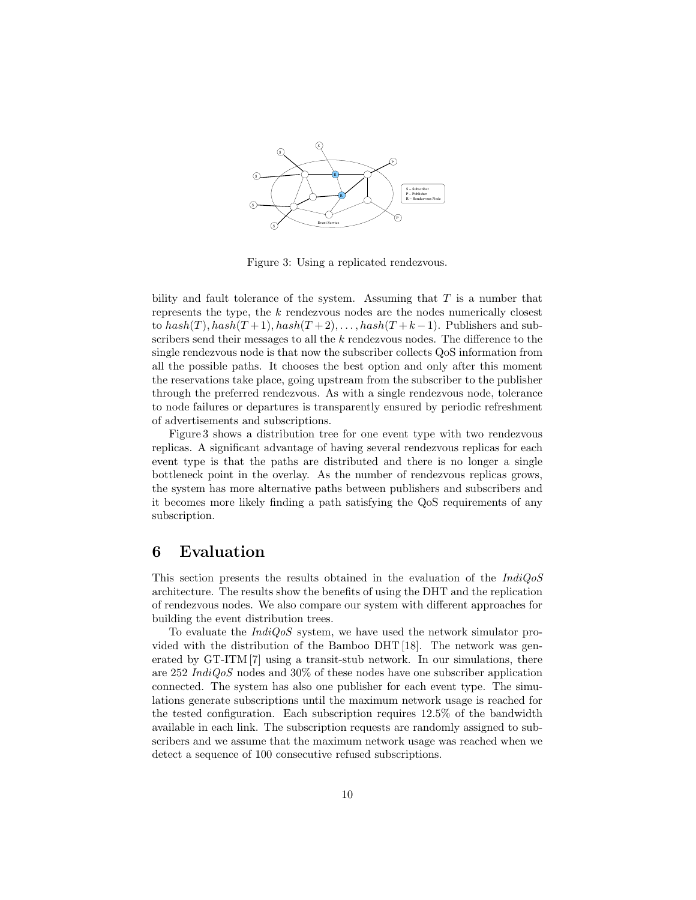Figure 3: Using a replicated rendezvous.

bility and fault tolerance of the system. Assuming that $T$ is a number that represents the type, the $k$ rendezvous nodes are the nodes numerically closest to $hash(T), hash(T+1), hash(T+2), \ldots, hash(T+k-1)$. Publishers and subscribers send their messages to all the $k$ rendezvous nodes. The difference to the single rendezvous node is that now the subscriber collects QoS information from all the possible paths. It chooses the best option and only after this moment the reservations take place, going upstream from the subscriber to the publisher through the preferred rendezvous. As with a single rendezvous node, tolerance to node failures or departures is transparently ensured by periodic refreshment of advertisements and subscriptions.

Figure 3 shows a distribution tree for one event type with two rendezvous replicas. A significant advantage of having several rendezvous replicas for each event type is that the paths are distributed and there is no longer a single bottleneck point in the overlay. As the number of rendezvous replicas grows, the system has more alternative paths between publishers and subscribers and it becomes more likely finding a path satisfying the QoS requirements of any subscription.

# 6 Evaluation

This section presents the results obtained in the evaluation of the *IndiQoS* architecture. The results show the benefits of using the DHT and the replication of rendezvous nodes. We also compare our system with different approaches for building the event distribution trees.

To evaluate the *IndiQoS* system, we have used the network simulator provided with the distribution of the Bamboo DHT [18]. The network was generated by GT-ITM [7] using a transit-stub network. In our simulations, there are 252 *IndiQoS* nodes and 30% of these nodes have one subscriber application connected. The system has also one publisher for each event type. The simulations generate subscriptions until the maximum network usage is reached for the tested configuration. Each subscription requires 12.5% of the bandwidth available in each link. The subscription requests are randomly assigned to subscribers and we assume that the maximum network usage was reached when we detect a sequence of 100 consecutive refused subscriptions.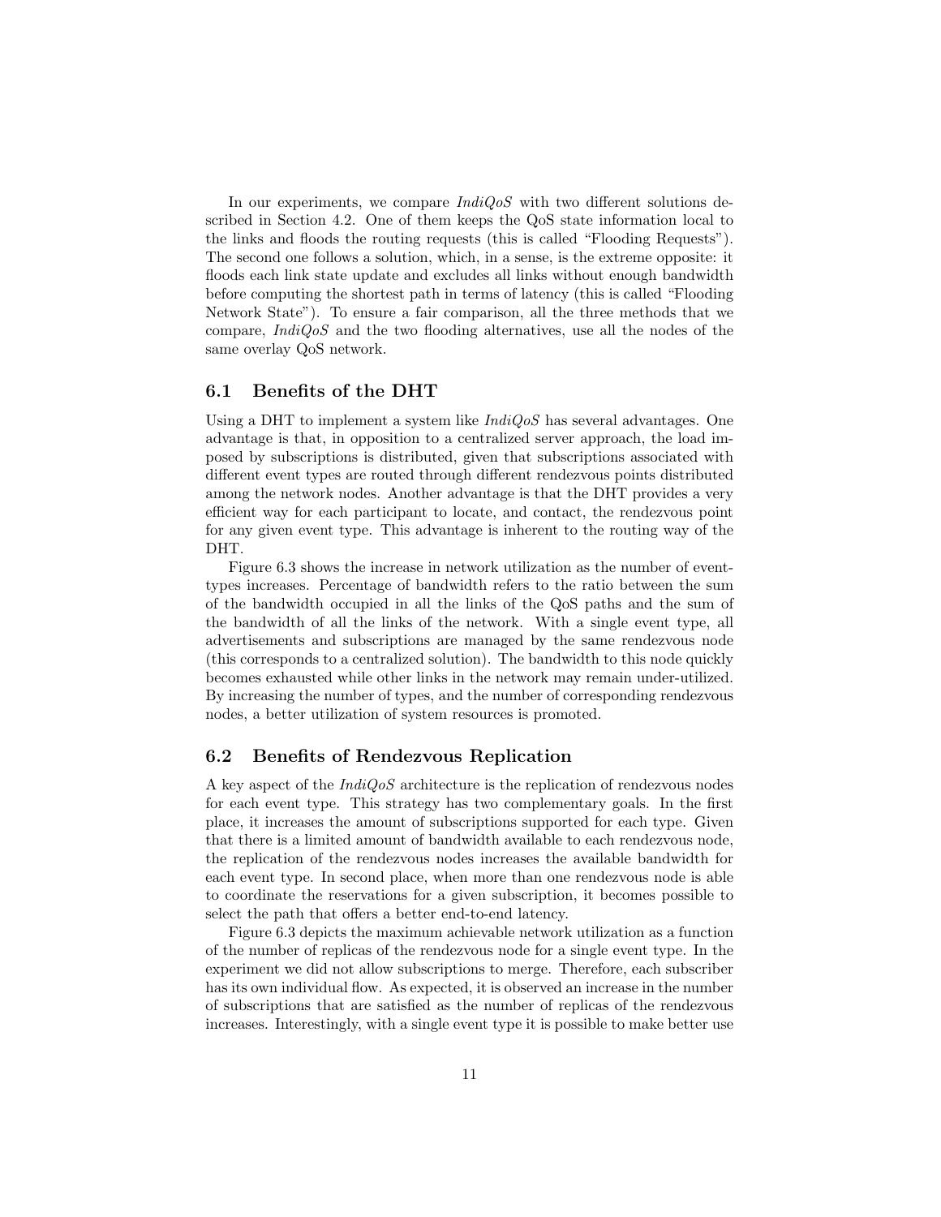In our experiments, we compare *IndiQoS* with two different solutions described in Section 4.2. One of them keeps the QoS state information local to the links and floods the routing requests (this is called "Flooding Requests"). The second one follows a solution, which, in a sense, is the extreme opposite: it floods each link state update and excludes all links without enough bandwidth before computing the shortest path in terms of latency (this is called "Flooding Network State"). To ensure a fair comparison, all the three methods that we compare, *IndiQoS* and the two flooding alternatives, use all the nodes of the same overlay QoS network.

## 6.1 Benefits of the DHT

Using a DHT to implement a system like *IndiQoS* has several advantages. One advantage is that, in opposition to a centralized server approach, the load imposed by subscriptions is distributed, given that subscriptions associated with different event types are routed through different rendezvous points distributed among the network nodes. Another advantage is that the DHT provides a very efficient way for each participant to locate, and contact, the rendezvous point for any given event type. This advantage is inherent to the routing way of the DHT.

Figure 6.3 shows the increase in network utilization as the number of event-types increases. Percentage of bandwidth refers to the ratio between the sum of the bandwidth occupied in all the links of the QoS paths and the sum of the bandwidth of all the links of the network. With a single event type, all advertisements and subscriptions are managed by the same rendezvous node (this corresponds to a centralized solution). The bandwidth to this node quickly becomes exhausted while other links in the network may remain under-utilized. By increasing the number of types, and the number of corresponding rendezvous nodes, a better utilization of system resources is promoted.

## 6.2 Benefits of Rendezvous Replication

A key aspect of the *IndiQoS* architecture is the replication of rendezvous nodes for each event type. This strategy has two complementary goals. In the first place, it increases the amount of subscriptions supported for each type. Given that there is a limited amount of bandwidth available to each rendezvous node, the replication of the rendezvous nodes increases the available bandwidth for each event type. In second place, when more than one rendezvous node is able to coordinate the reservations for a given subscription, it becomes possible to select the path that offers a better end-to-end latency.

Figure 6.3 depicts the maximum achievable network utilization as a function of the number of replicas of the rendezvous node for a single event type. In the experiment we did not allow subscriptions to merge. Therefore, each subscriber has its own individual flow. As expected, it is observed an increase in the number of subscriptions that are satisfied as the number of replicas of the rendezvous increases. Interestingly, with a single event type it is possible to make better use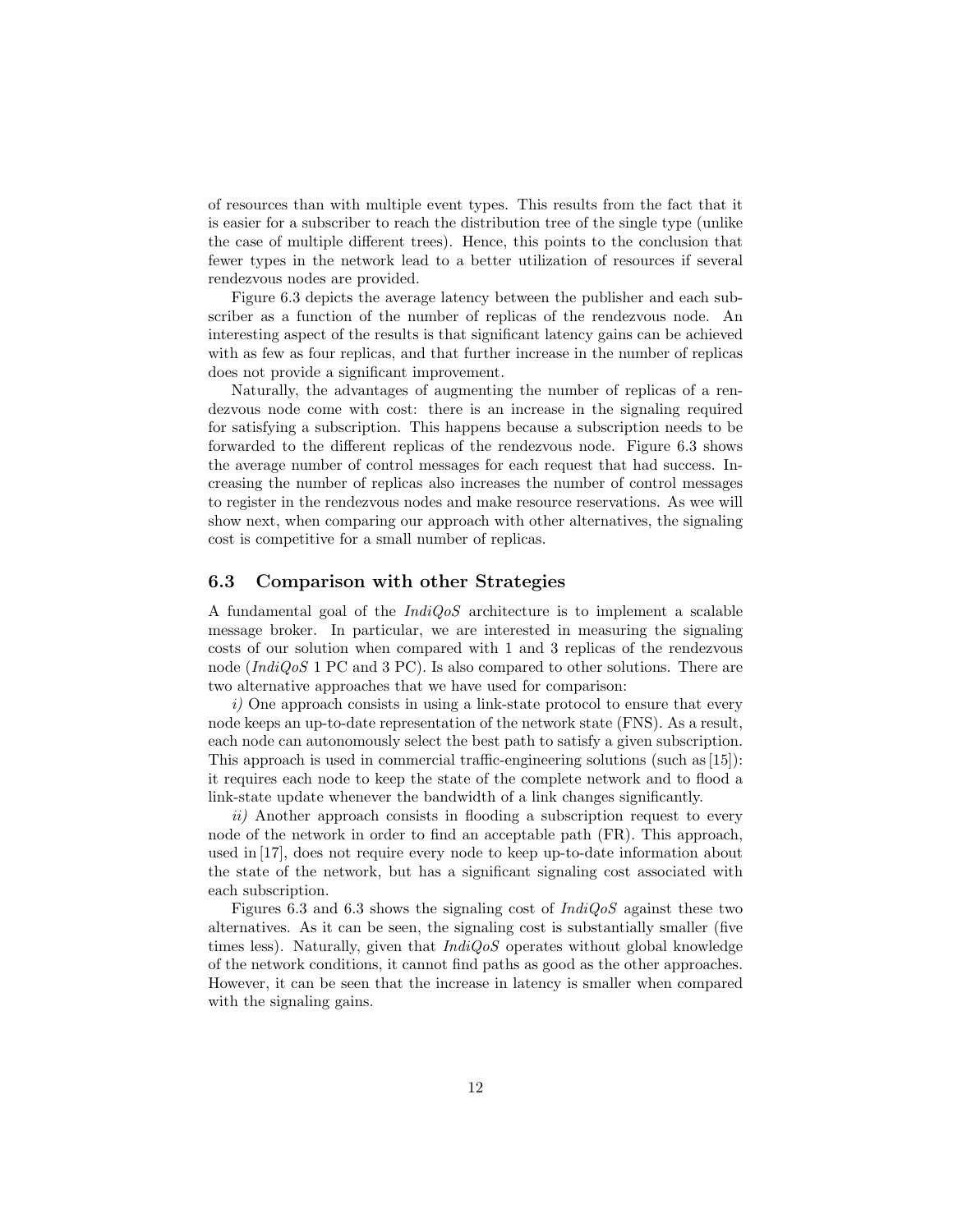of resources than with multiple event types. This results from the fact that it is easier for a subscriber to reach the distribution tree of the single type (unlike the case of multiple different trees). Hence, this points to the conclusion that fewer types in the network lead to a better utilization of resources if several rendezvous nodes are provided.

Figure 6.3 depicts the average latency between the publisher and each subscriber as a function of the number of replicas of the rendezvous node. An interesting aspect of the results is that significant latency gains can be achieved with as few as four replicas, and that further increase in the number of replicas does not provide a significant improvement.

Naturally, the advantages of augmenting the number of replicas of a rendezvous node come with cost: there is an increase in the signaling required for satisfying a subscription. This happens because a subscription needs to be forwarded to the different replicas of the rendezvous node. Figure 6.3 shows the average number of control messages for each request that had success. Increasing the number of replicas also increases the number of control messages to register in the rendezvous nodes and make resource reservations. As wee will show next, when comparing our approach with other alternatives, the signaling cost is competitive for a small number of replicas.

## 6.3 Comparison with other Strategies

A fundamental goal of the *IndiQoS* architecture is to implement a scalable message broker. In particular, we are interested in measuring the signaling costs of our solution when compared with 1 and 3 replicas of the rendezvous node (*IndiQoS* 1 PC and 3 PC). Is also compared to other solutions. There are two alternative approaches that we have used for comparison:

*i)* One approach consists in using a link-state protocol to ensure that every node keeps an up-to-date representation of the network state (FNS). As a result, each node can autonomously select the best path to satisfy a given subscription. This approach is used in commercial traffic-engineering solutions (such as [15]): it requires each node to keep the state of the complete network and to flood a link-state update whenever the bandwidth of a link changes significantly.

*ii)* Another approach consists in flooding a subscription request to every node of the network in order to find an acceptable path (FR). This approach, used in [17], does not require every node to keep up-to-date information about the state of the network, but has a significant signaling cost associated with each subscription.

Figures 6.3 and 6.3 shows the signaling cost of *IndiQoS* against these two alternatives. As it can be seen, the signaling cost is substantially smaller (five times less). Naturally, given that *IndiQoS* operates without global knowledge of the network conditions, it cannot find paths as good as the other approaches. However, it can be seen that the increase in latency is smaller when compared with the signaling gains.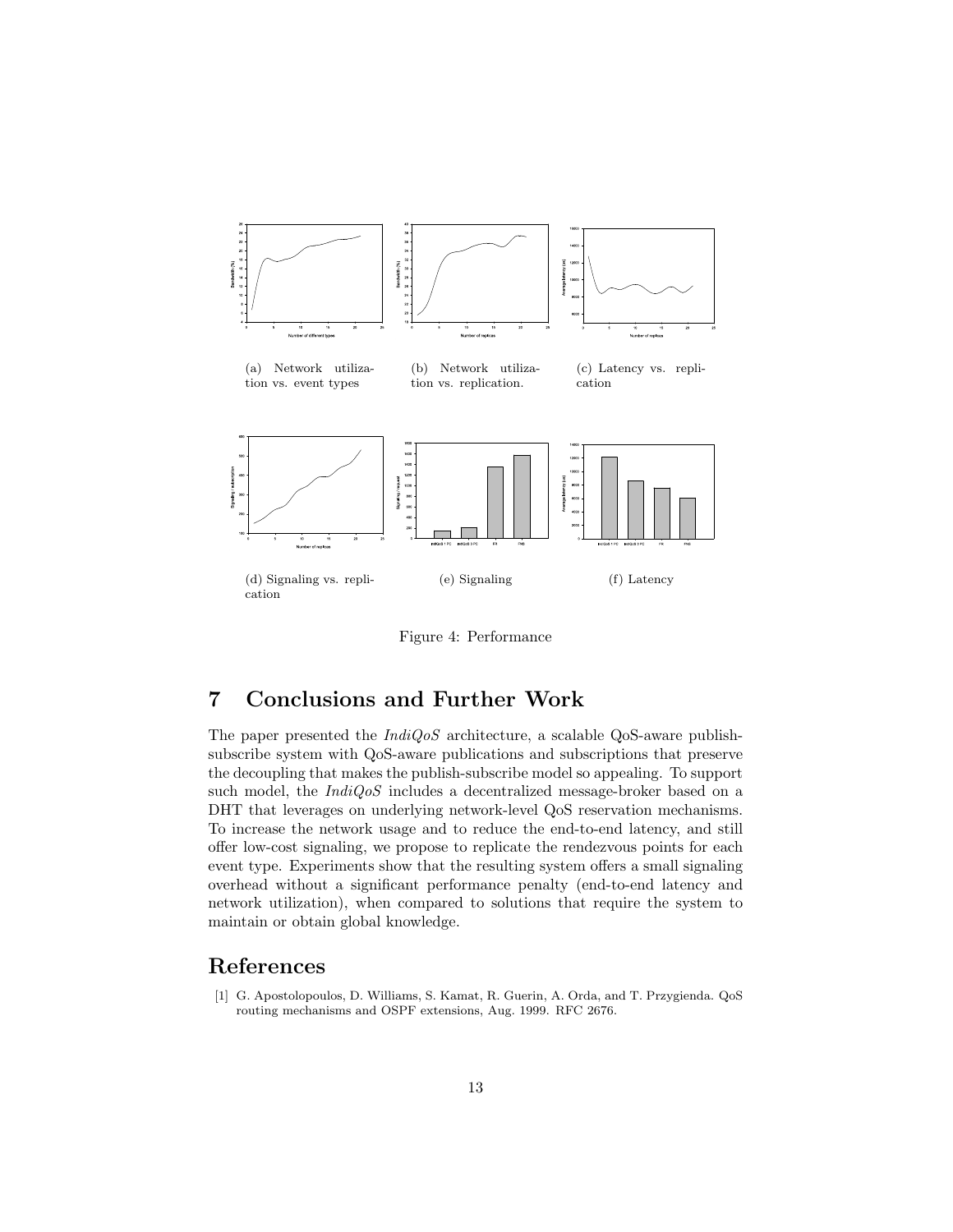(a) Network utilization vs. event types

(b) Network utilization vs. replication.

(c) Latency vs. replication

(d) Signaling vs. replication

(e) Signaling

(f) Latency

Figure 4: Performance

## 7 Conclusions and Further Work

The paper presented the *IndiQoS* architecture, a scalable QoS-aware publish-subscribe system with QoS-aware publications and subscriptions that preserve the decoupling that makes the publish-subscribe model so appealing. To support such model, the *IndiQoS* includes a decentralized message-broker based on a DHT that leverages on underlying network-level QoS reservation mechanisms. To increase the network usage and to reduce the end-to-end latency, and still offer low-cost signaling, we propose to replicate the rendezvous points for each event type. Experiments show that the resulting system offers a small signaling overhead without a significant performance penalty (end-to-end latency and network utilization), when compared to solutions that require the system to maintain or obtain global knowledge.

## References

[1] G. Apostolopoulos, D. Williams, S. Kamat, R. Guerin, A. Orda, and T. Przygienda. QoS routing mechanisms and OSPF extensions, Aug. 1999. RFC 2676.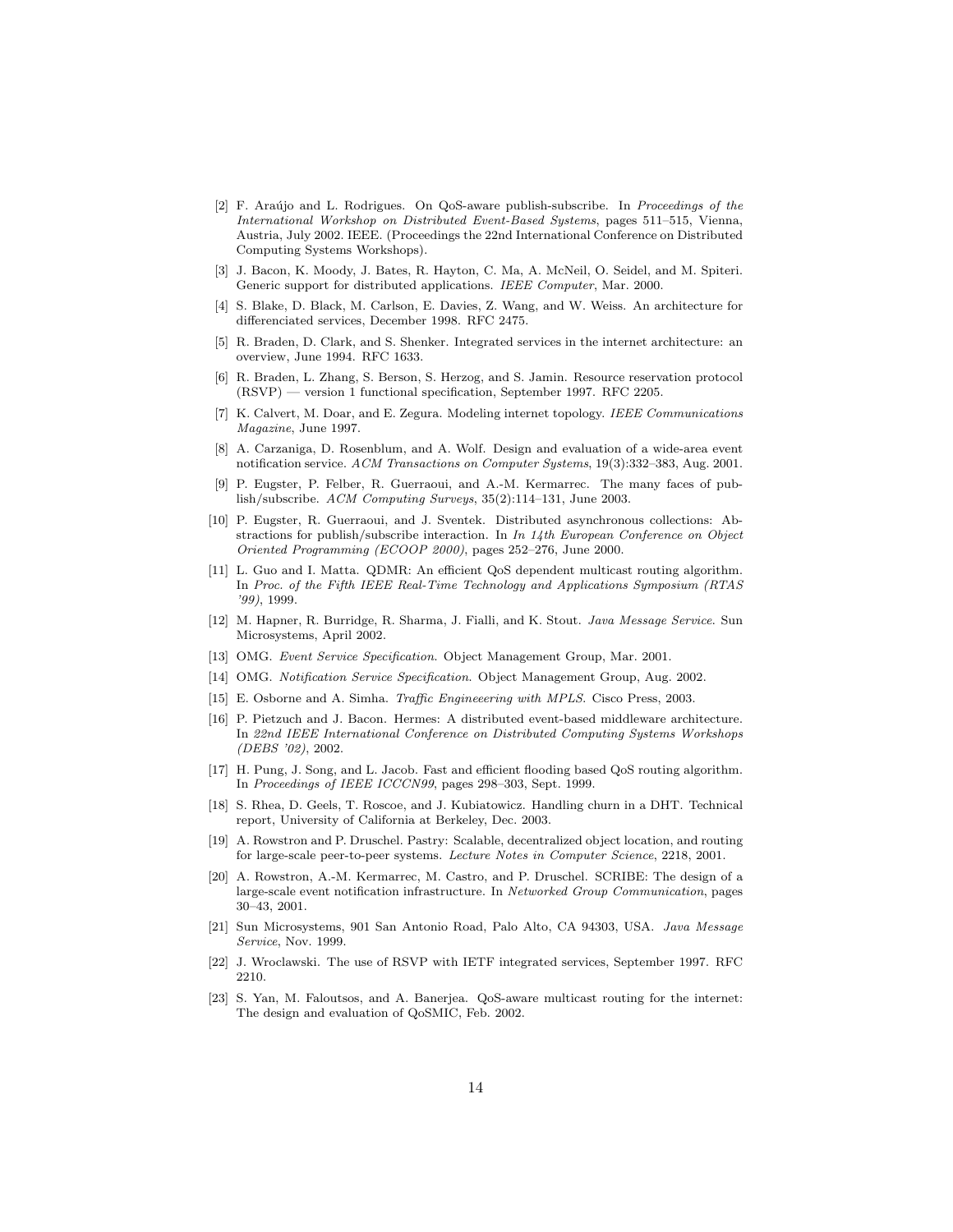[2] F. Araújo and L. Rodrigues. On QoS-aware publish-subscribe. In *Proceedings of the International Workshop on Distributed Event-Based Systems*, pages 511–515, Vienna, Austria, July 2002. IEEE. (Proceedings the 22nd International Conference on Distributed Computing Systems Workshops).

[3] J. Bacon, K. Moody, J. Bates, R. Hayton, C. Ma, A. McNeil, O. Seidel, and M. Spiteri. Generic support for distributed applications. *IEEE Computer*, Mar. 2000.

[4] S. Blake, D. Black, M. Carlson, E. Davies, Z. Wang, and W. Weiss. An architecture for differenciated services, December 1998. RFC 2475.

[5] R. Braden, D. Clark, and S. Shenker. Integrated services in the internet architecture: an overview, June 1994. RFC 1633.

[6] R. Braden, L. Zhang, S. Berson, S. Herzog, and S. Jamin. Resource reservation protocol (RSVP) — version 1 functional specification, September 1997. RFC 2205.

[7] K. Calvert, M. Doar, and E. Zegura. Modeling internet topology. *IEEE Communications Magazine*, June 1997.

[8] A. Carzaniga, D. Rosenblum, and A. Wolf. Design and evaluation of a wide-area event notification service. *ACM Transactions on Computer Systems*, 19(3):332–383, Aug. 2001.

[9] P. Eugster, P. Felber, R. Guerraoui, and A.-M. Kermarrec. The many faces of publish/subscribe. *ACM Computing Surveys*, 35(2):114–131, June 2003.

[10] P. Eugster, R. Guerraoui, and J. Sventek. Distributed asynchronous collections: Abstractions for publish/subscribe interaction. In *In 14th European Conference on Object Oriented Programming (ECOOP 2000)*, pages 252–276, June 2000.

[11] L. Guo and I. Matta. QDMR: An efficient QoS dependent multicast routing algorithm. In *Proc. of the Fifth IEEE Real-Time Technology and Applications Symposium (RTAS '99)*, 1999.

[12] M. Hapner, R. Burridge, R. Sharma, J. Fialli, and K. Stout. *Java Message Service*. Sun Microsystems, April 2002.

[13] OMG. *Event Service Specification*. Object Management Group, Mar. 2001.

[14] OMG. *Notification Service Specification*. Object Management Group, Aug. 2002.

[15] E. Osborne and A. Simha. *Traffic Engineeering with MPLS*. Cisco Press, 2003.

[16] P. Pietzuch and J. Bacon. Hermes: A distributed event-based middleware architecture. In *22nd IEEE International Conference on Distributed Computing Systems Workshops (DEBS '02)*, 2002.

[17] H. Pung, J. Song, and L. Jacob. Fast and efficient flooding based QoS routing algorithm. In *Proceedings of IEEE ICCCN99*, pages 298–303, Sept. 1999.

[18] S. Rhea, D. Geels, T. Roscoe, and J. Kubiatowicz. Handling churn in a DHT. Technical report, University of California at Berkeley, Dec. 2003.

[19] A. Rowstron and P. Druschel. Pastry: Scalable, decentralized object location, and routing for large-scale peer-to-peer systems. *Lecture Notes in Computer Science*, 2218, 2001.

[20] A. Rowstron, A.-M. Kermarrec, M. Castro, and P. Druschel. SCRIBE: The design of a large-scale event notification infrastructure. In *Networked Group Communication*, pages 30–43, 2001.

[21] Sun Microsystems, 901 San Antonio Road, Palo Alto, CA 94303, USA. *Java Message Service*, Nov. 1999.

[22] J. Wroclawski. The use of RSVP with IETF integrated services, September 1997. RFC 2210.

[23] S. Yan, M. Faloutsos, and A. Banerjea. QoS-aware multicast routing for the internet: The design and evaluation of QoSMIC, Feb. 2002.